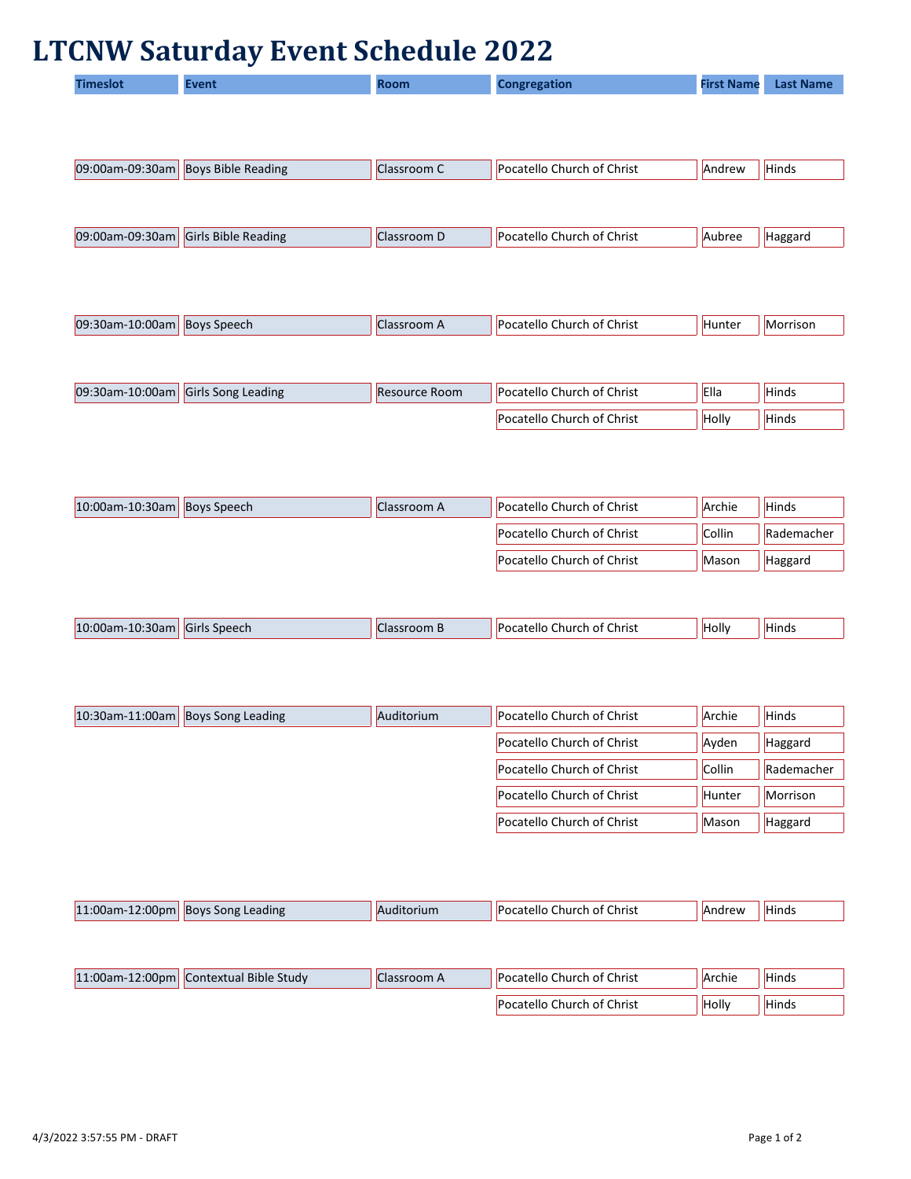# LTCNW Saturday Event Schedule 2022

| Timeslot | Event | Room | Congregation | First Name | Last Name |
|---|---|---|---|---|---|
| 09:00am-09:30am | Boys Bible Reading | Classroom C | Pocatello Church of Christ | Andrew | Hinds |
| 09:00am-09:30am | Girls Bible Reading | Classroom D | Pocatello Church of Christ | Aubree | Haggard |
| 09:30am-10:00am | Boys Speech | Classroom A | Pocatello Church of Christ | Hunter | Morrison |
| 09:30am-10:00am | Girls Song Leading | Resource Room | Pocatello Church of Christ | Ella | Hinds |
| | | | Pocatello Church of Christ | Holly | Hinds |
| 10:00am-10:30am | Boys Speech | Classroom A | Pocatello Church of Christ | Archie | Hinds |
| | | | Pocatello Church of Christ | Collin | Rademacher |
| | | | Pocatello Church of Christ | Mason | Haggard |
| 10:00am-10:30am | Girls Speech | Classroom B | Pocatello Church of Christ | Holly | Hinds |
| 10:30am-11:00am | Boys Song Leading | Auditorium | Pocatello Church of Christ | Archie | Hinds |
| | | | Pocatello Church of Christ | Ayden | Haggard |
| | | | Pocatello Church of Christ | Collin | Rademacher |
| | | | Pocatello Church of Christ | Hunter | Morrison |
| | | | Pocatello Church of Christ | Mason | Haggard |
| 11:00am-12:00pm | Boys Song Leading | Auditorium | Pocatello Church of Christ | Andrew | Hinds |
| 11:00am-12:00pm | Contextual Bible Study | Classroom A | Pocatello Church of Christ | Archie | Hinds |
| | | | Pocatello Church of Christ | Holly | Hinds |

4/3/2022 3:57:55 PM - DRAFT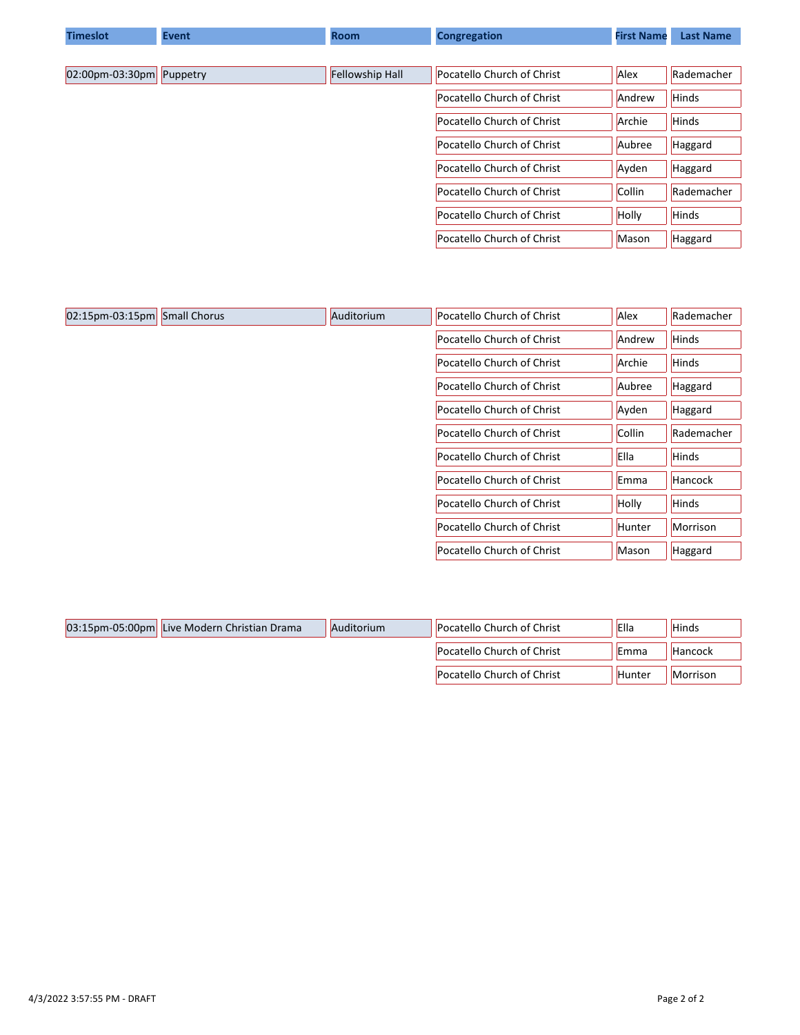| Timeslot | Event | Room | Congregation | First Name | Last Name |
|---|---|---|---|---|---|
| 02:00pm-03:30pm | Puppetry | Fellowship Hall | Pocatello Church of Christ | Alex | Rademacher |
| | | | Pocatello Church of Christ | Andrew | Hinds |
| | | | Pocatello Church of Christ | Archie | Hinds |
| | | | Pocatello Church of Christ | Aubree | Haggard |
| | | | Pocatello Church of Christ | Ayden | Haggard |
| | | | Pocatello Church of Christ | Collin | Rademacher |
| | | | Pocatello Church of Christ | Holly | Hinds |
| | | | Pocatello Church of Christ | Mason | Haggard |
| 02:15pm-03:15pm | Small Chorus | Auditorium | Pocatello Church of Christ | Alex | Rademacher |
| | | | Pocatello Church of Christ | Andrew | Hinds |
| | | | Pocatello Church of Christ | Archie | Hinds |
| | | | Pocatello Church of Christ | Aubree | Haggard |
| | | | Pocatello Church of Christ | Ayden | Haggard |
| | | | Pocatello Church of Christ | Collin | Rademacher |
| | | | Pocatello Church of Christ | Ella | Hinds |
| | | | Pocatello Church of Christ | Emma | Hancock |
| | | | Pocatello Church of Christ | Holly | Hinds |
| | | | Pocatello Church of Christ | Hunter | Morrison |
| | | | Pocatello Church of Christ | Mason | Haggard |
| 03:15pm-05:00pm | Live Modern Christian Drama | Auditorium | Pocatello Church of Christ | Ella | Hinds |
| | | | Pocatello Church of Christ | Emma | Hancock |
| | | | Pocatello Church of Christ | Hunter | Morrison |

4/3/2022 3:57:55 PM - DRAFT